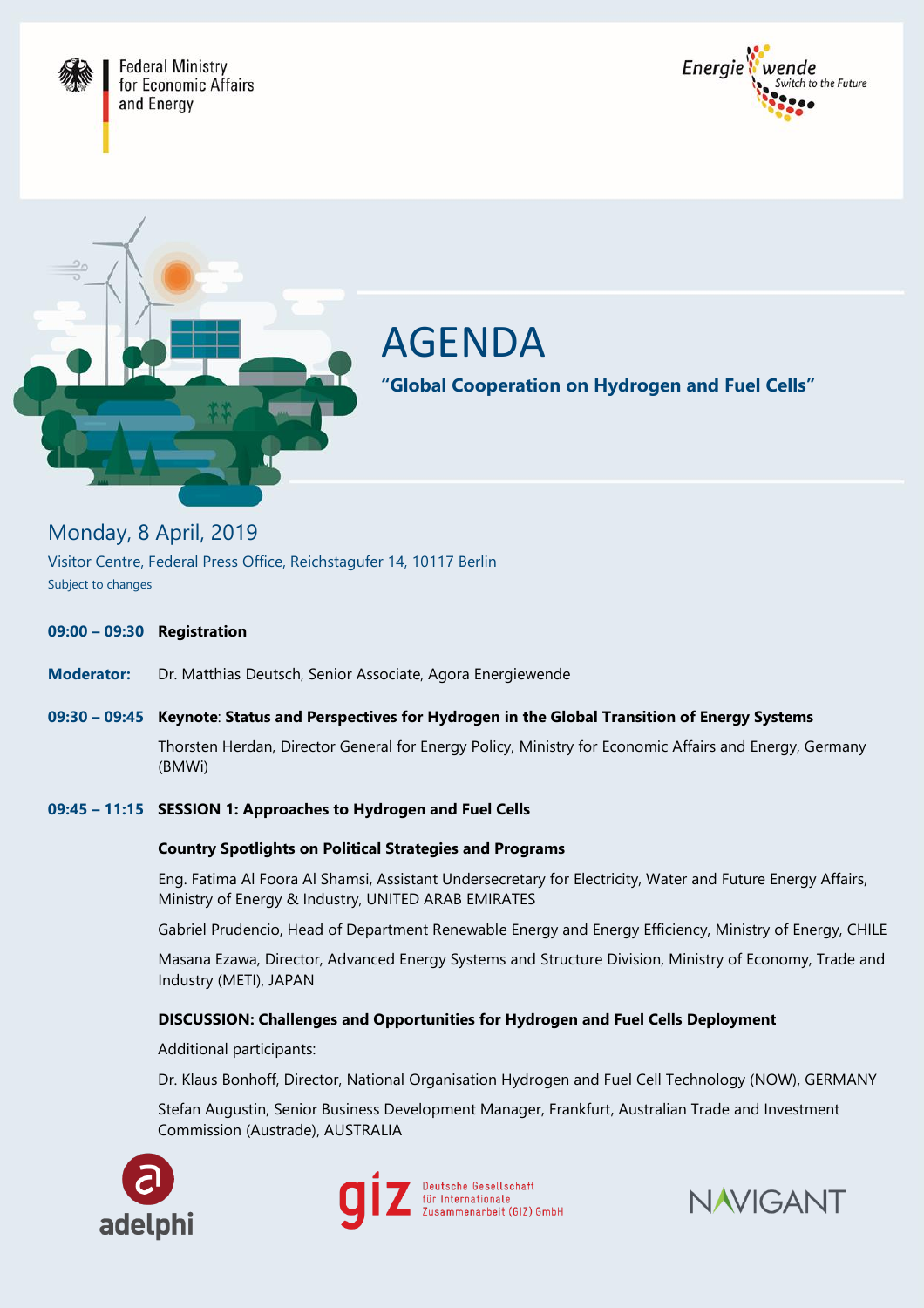Federal Ministry for Economic Affairs and Energy

Energiewende – Switch to the Future

# AGENDA

## "Global Cooperation on Hydrogen and Fuel Cells"

### Monday, 8 April, 2019

Visitor Centre, Federal Press Office, Reichstagufer 14, 10117 Berlin

Subject to changes

**09:00 – 09:30** **Registration**

**Moderator:** Dr. Matthias Deutsch, Senior Associate, Agora Energiewende

**09:30 – 09:45** **Keynote**: **Status and Perspectives for Hydrogen in the Global Transition of Energy Systems**

Thorsten Herdan, Director General for Energy Policy, Ministry for Economic Affairs and Energy, Germany (BMWi)

**09:45 – 11:15** **SESSION 1: Approaches to Hydrogen and Fuel Cells**

**Country Spotlights on Political Strategies and Programs**

Eng. Fatima Al Foora Al Shamsi, Assistant Undersecretary for Electricity, Water and Future Energy Affairs, Ministry of Energy & Industry, UNITED ARAB EMIRATES

Gabriel Prudencio, Head of Department Renewable Energy and Energy Efficiency, Ministry of Energy, CHILE

Masana Ezawa, Director, Advanced Energy Systems and Structure Division, Ministry of Economy, Trade and Industry (METI), JAPAN

**DISCUSSION: Challenges and Opportunities for Hydrogen and Fuel Cells Deployment**

Additional participants:

Dr. Klaus Bonhoff, Director, National Organisation Hydrogen and Fuel Cell Technology (NOW), GERMANY

Stefan Augustin, Senior Business Development Manager, Frankfurt, Australian Trade and Investment Commission (Austrade), AUSTRALIA

adelphi

giz Deutsche Gesellschaft für Internationale Zusammenarbeit (GIZ) GmbH

NAVIGANT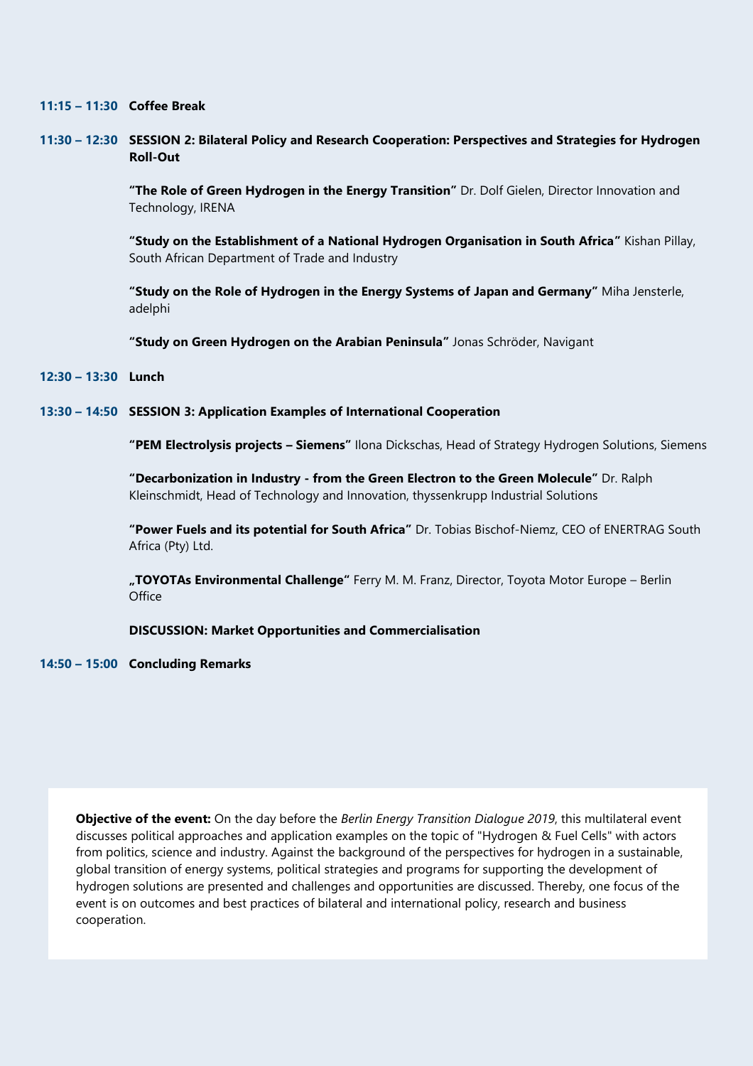**11:15 – 11:30** **Coffee Break**

**11:30 – 12:30** **SESSION 2: Bilateral Policy and Research Cooperation: Perspectives and Strategies for Hydrogen Roll-Out**

**"The Role of Green Hydrogen in the Energy Transition"** Dr. Dolf Gielen, Director Innovation and Technology, IRENA

**"Study on the Establishment of a National Hydrogen Organisation in South Africa"** Kishan Pillay, South African Department of Trade and Industry

**"Study on the Role of Hydrogen in the Energy Systems of Japan and Germany"** Miha Jensterle, adelphi

**"Study on Green Hydrogen on the Arabian Peninsula"** Jonas Schröder, Navigant

**12:30 – 13:30** **Lunch**

**13:30 – 14:50** **SESSION 3: Application Examples of International Cooperation**

**"PEM Electrolysis projects – Siemens"** Ilona Dickschas, Head of Strategy Hydrogen Solutions, Siemens

**"Decarbonization in Industry - from the Green Electron to the Green Molecule"** Dr. Ralph Kleinschmidt, Head of Technology and Innovation, thyssenkrupp Industrial Solutions

**"Power Fuels and its potential for South Africa"** Dr. Tobias Bischof-Niemz, CEO of ENERTRAG South Africa (Pty) Ltd.

**„TOYOTAs Environmental Challenge"** Ferry M. M. Franz, Director, Toyota Motor Europe – Berlin Office

**DISCUSSION: Market Opportunities and Commercialisation**

**14:50 – 15:00** **Concluding Remarks**

**Objective of the event:** On the day before the *Berlin Energy Transition Dialogue 2019*, this multilateral event discusses political approaches and application examples on the topic of "Hydrogen & Fuel Cells" with actors from politics, science and industry. Against the background of the perspectives for hydrogen in a sustainable, global transition of energy systems, political strategies and programs for supporting the development of hydrogen solutions are presented and challenges and opportunities are discussed. Thereby, one focus of the event is on outcomes and best practices of bilateral and international policy, research and business cooperation.